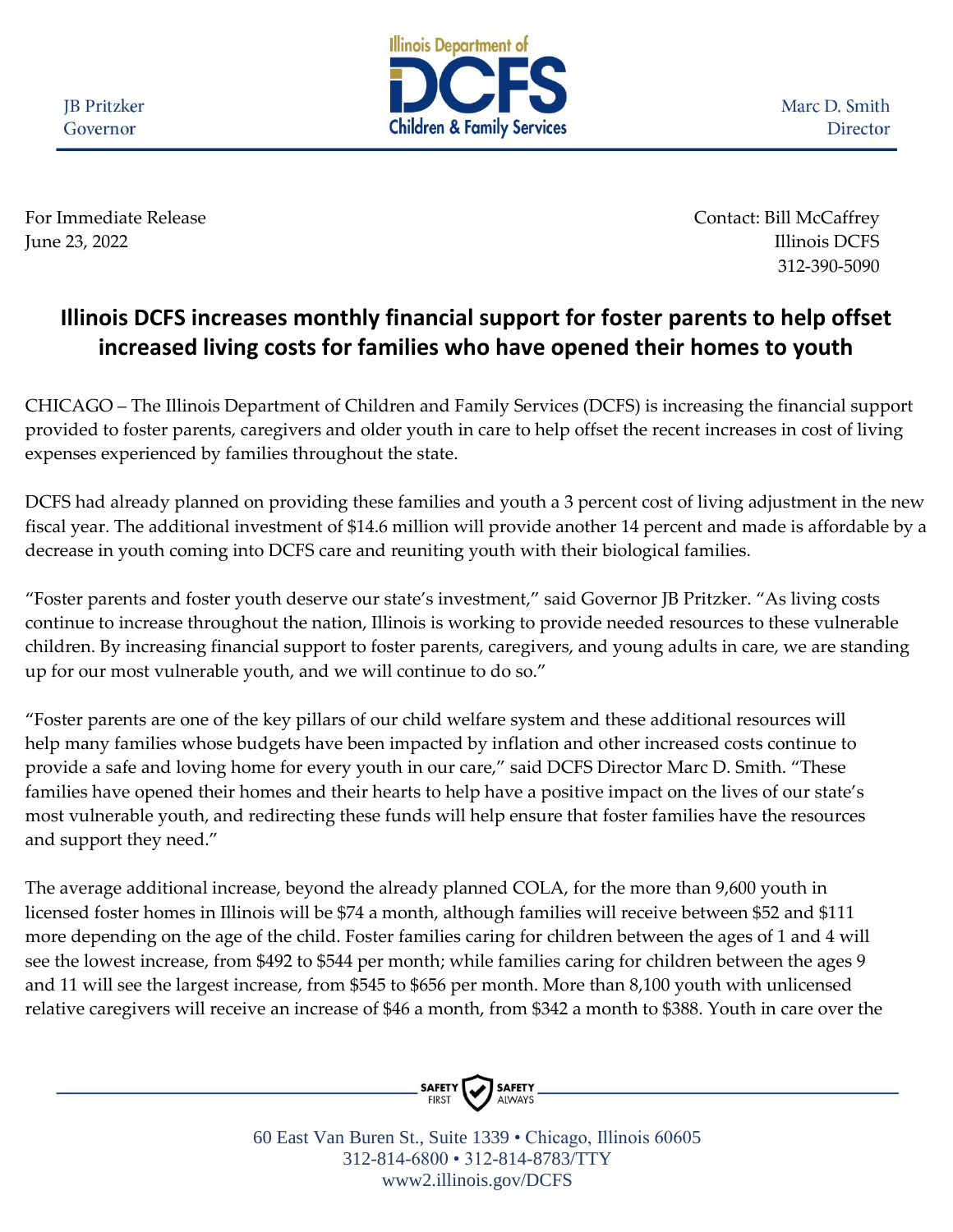JB Pritzker
Governor

Illinois Department of
DCFS
Children & Family Services

Marc D. Smith
Director

For Immediate Release
June 23, 2022

Contact: Bill McCaffrey
Illinois DCFS
312-390-5090

# Illinois DCFS increases monthly financial support for foster parents to help offset increased living costs for families who have opened their homes to youth

CHICAGO – The Illinois Department of Children and Family Services (DCFS) is increasing the financial support provided to foster parents, caregivers and older youth in care to help offset the recent increases in cost of living expenses experienced by families throughout the state.

DCFS had already planned on providing these families and youth a 3 percent cost of living adjustment in the new fiscal year. The additional investment of $14.6 million will provide another 14 percent and made is affordable by a decrease in youth coming into DCFS care and reuniting youth with their biological families.

"Foster parents and foster youth deserve our state's investment," said Governor JB Pritzker. "As living costs continue to increase throughout the nation, Illinois is working to provide needed resources to these vulnerable children. By increasing financial support to foster parents, caregivers, and young adults in care, we are standing up for our most vulnerable youth, and we will continue to do so."

"Foster parents are one of the key pillars of our child welfare system and these additional resources will help many families whose budgets have been impacted by inflation and other increased costs continue to provide a safe and loving home for every youth in our care," said DCFS Director Marc D. Smith. "These families have opened their homes and their hearts to help have a positive impact on the lives of our state's most vulnerable youth, and redirecting these funds will help ensure that foster families have the resources and support they need."

The average additional increase, beyond the already planned COLA, for the more than 9,600 youth in licensed foster homes in Illinois will be $74 a month, although families will receive between $52 and $111 more depending on the age of the child. Foster families caring for children between the ages of 1 and 4 will see the lowest increase, from $492 to $544 per month; while families caring for children between the ages 9 and 11 will see the largest increase, from $545 to $656 per month. More than 8,100 youth with unlicensed relative caregivers will receive an increase of $46 a month, from $342 a month to $388. Youth in care over the

SAFETY FIRST SAFETY ALWAYS

60 East Van Buren St., Suite 1339 • Chicago, Illinois 60605
312-814-6800 • 312-814-8783/TTY
www2.illinois.gov/DCFS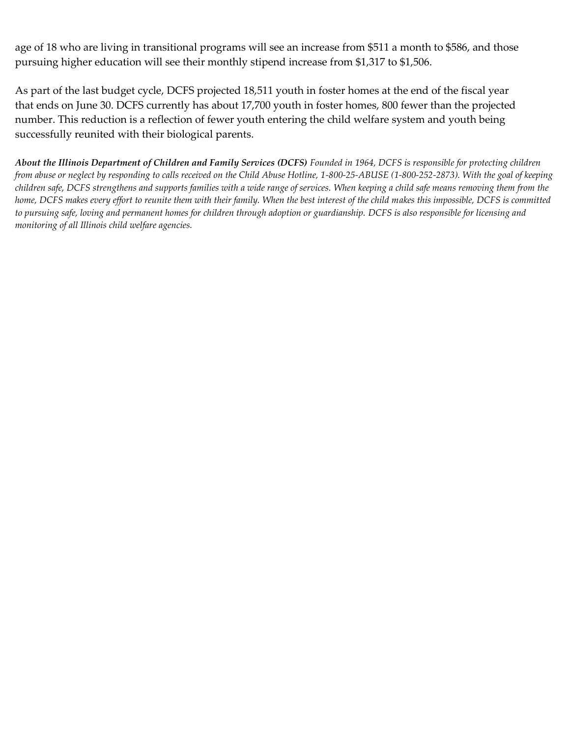age of 18 who are living in transitional programs will see an increase from $511 a month to $586, and those pursuing higher education will see their monthly stipend increase from $1,317 to $1,506.

As part of the last budget cycle, DCFS projected 18,511 youth in foster homes at the end of the fiscal year that ends on June 30. DCFS currently has about 17,700 youth in foster homes, 800 fewer than the projected number. This reduction is a reflection of fewer youth entering the child welfare system and youth being successfully reunited with their biological parents.

***About the Illinois Department of Children and Family Services (DCFS)*** *Founded in 1964, DCFS is responsible for protecting children from abuse or neglect by responding to calls received on the Child Abuse Hotline, 1-800-25-ABUSE (1-800-252-2873). With the goal of keeping children safe, DCFS strengthens and supports families with a wide range of services. When keeping a child safe means removing them from the home, DCFS makes every effort to reunite them with their family. When the best interest of the child makes this impossible, DCFS is committed to pursuing safe, loving and permanent homes for children through adoption or guardianship. DCFS is also responsible for licensing and monitoring of all Illinois child welfare agencies.*